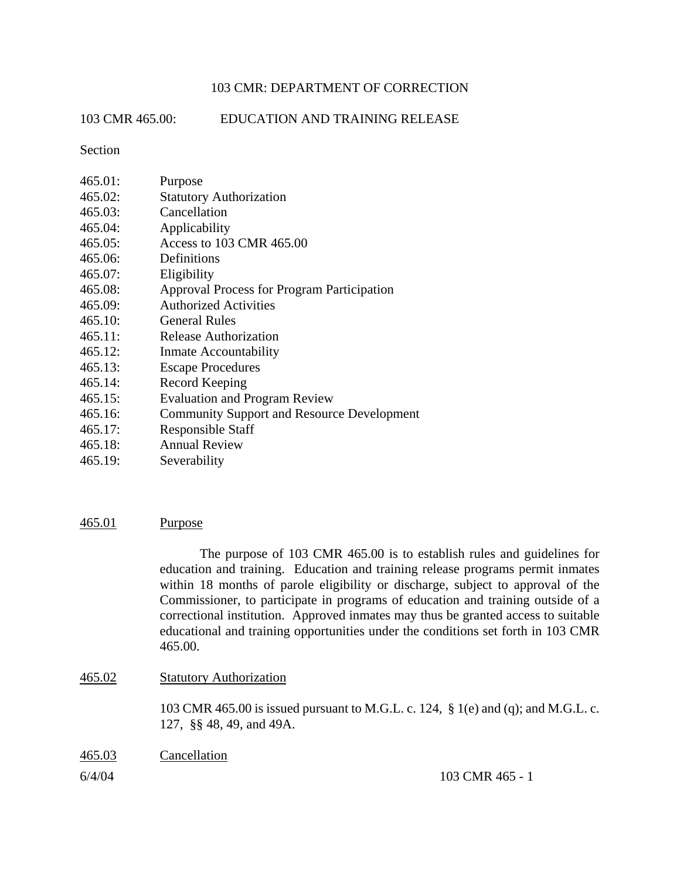# 103 CMR: DEPARTMENT OF CORRECTION

## 103 CMR 465.00: EDUCATION AND TRAINING RELEASE

Section

465.01: Purpose
465.02: Statutory Authorization
465.03: Cancellation
465.04: Applicability
465.05: Access to 103 CMR 465.00
465.06: Definitions
465.07: Eligibility
465.08: Approval Process for Program Participation
465.09: Authorized Activities
465.10: General Rules
465.11: Release Authorization
465.12: Inmate Accountability
465.13: Escape Procedures
465.14: Record Keeping
465.15: Evaluation and Program Review
465.16: Community Support and Resource Development
465.17: Responsible Staff
465.18: Annual Review
465.19: Severability

### 465.01 Purpose

The purpose of 103 CMR 465.00 is to establish rules and guidelines for education and training. Education and training release programs permit inmates within 18 months of parole eligibility or discharge, subject to approval of the Commissioner, to participate in programs of education and training outside of a correctional institution. Approved inmates may thus be granted access to suitable educational and training opportunities under the conditions set forth in 103 CMR 465.00.

### 465.02 Statutory Authorization

103 CMR 465.00 is issued pursuant to M.G.L. c. 124, § 1(e) and (q); and M.G.L. c. 127, §§ 48, 49, and 49A.

### 465.03 Cancellation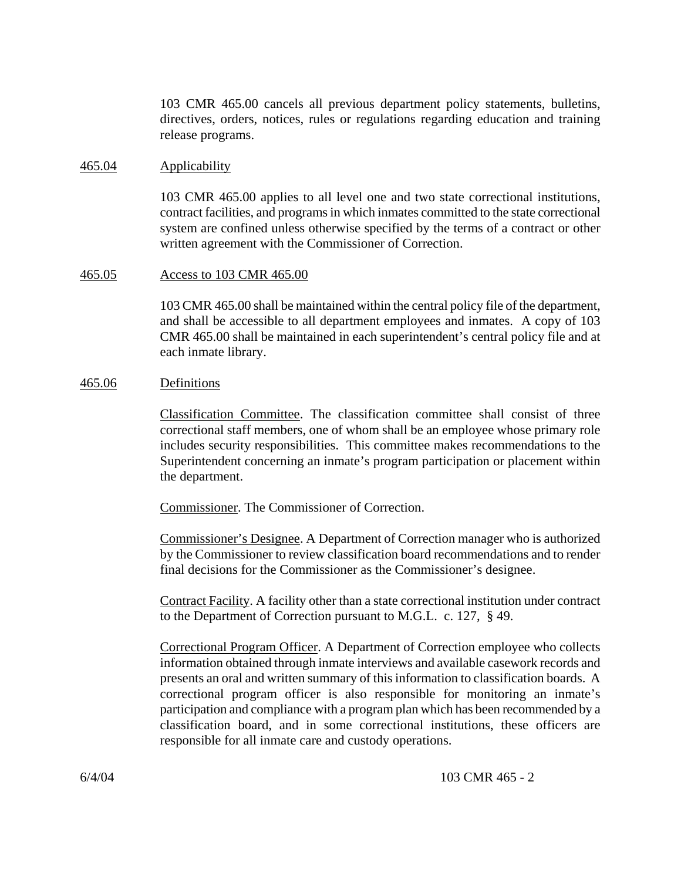103 CMR 465.00 cancels all previous department policy statements, bulletins, directives, orders, notices, rules or regulations regarding education and training release programs.

465.04 Applicability

103 CMR 465.00 applies to all level one and two state correctional institutions, contract facilities, and programs in which inmates committed to the state correctional system are confined unless otherwise specified by the terms of a contract or other written agreement with the Commissioner of Correction.

465.05 Access to 103 CMR 465.00

103 CMR 465.00 shall be maintained within the central policy file of the department, and shall be accessible to all department employees and inmates. A copy of 103 CMR 465.00 shall be maintained in each superintendent's central policy file and at each inmate library.

465.06 Definitions

Classification Committee. The classification committee shall consist of three correctional staff members, one of whom shall be an employee whose primary role includes security responsibilities. This committee makes recommendations to the Superintendent concerning an inmate's program participation or placement within the department.

Commissioner. The Commissioner of Correction.

Commissioner's Designee. A Department of Correction manager who is authorized by the Commissioner to review classification board recommendations and to render final decisions for the Commissioner as the Commissioner's designee.

Contract Facility. A facility other than a state correctional institution under contract to the Department of Correction pursuant to M.G.L. c. 127, § 49.

Correctional Program Officer. A Department of Correction employee who collects information obtained through inmate interviews and available casework records and presents an oral and written summary of this information to classification boards. A correctional program officer is also responsible for monitoring an inmate's participation and compliance with a program plan which has been recommended by a classification board, and in some correctional institutions, these officers are responsible for all inmate care and custody operations.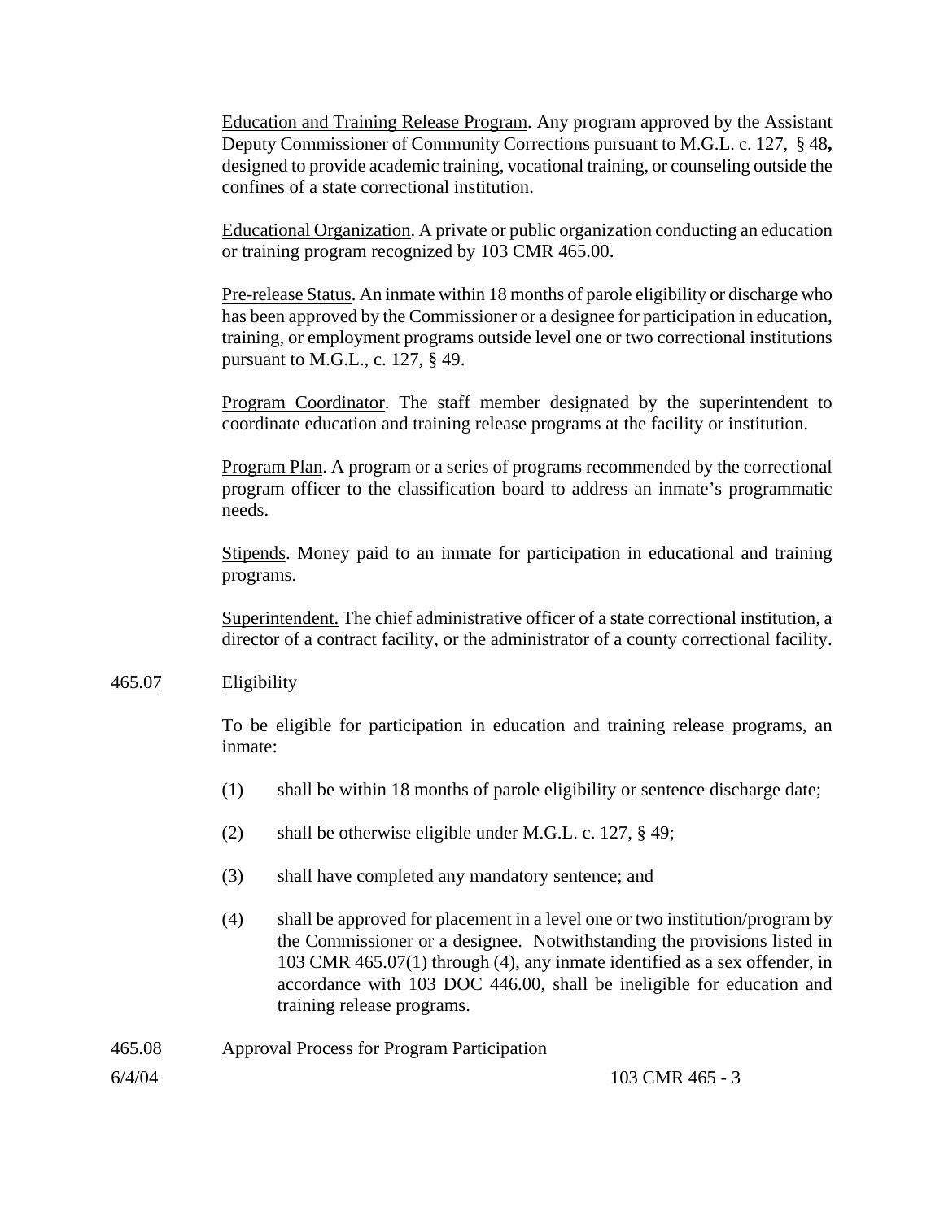Education and Training Release Program. Any program approved by the Assistant Deputy Commissioner of Community Corrections pursuant to M.G.L. c. 127, § 48**,** designed to provide academic training, vocational training, or counseling outside the confines of a state correctional institution.

Educational Organization. A private or public organization conducting an education or training program recognized by 103 CMR 465.00.

Pre-release Status. An inmate within 18 months of parole eligibility or discharge who has been approved by the Commissioner or a designee for participation in education, training, or employment programs outside level one or two correctional institutions pursuant to M.G.L., c. 127, § 49.

Program Coordinator. The staff member designated by the superintendent to coordinate education and training release programs at the facility or institution.

Program Plan. A program or a series of programs recommended by the correctional program officer to the classification board to address an inmate's programmatic needs.

Stipends. Money paid to an inmate for participation in educational and training programs.

Superintendent. The chief administrative officer of a state correctional institution, a director of a contract facility, or the administrator of a county correctional facility.

## 465.07 Eligibility

To be eligible for participation in education and training release programs, an inmate:

(1) shall be within 18 months of parole eligibility or sentence discharge date;

(2) shall be otherwise eligible under M.G.L. c. 127, § 49;

(3) shall have completed any mandatory sentence; and

(4) shall be approved for placement in a level one or two institution/program by the Commissioner or a designee. Notwithstanding the provisions listed in 103 CMR 465.07(1) through (4), any inmate identified as a sex offender, in accordance with 103 DOC 446.00, shall be ineligible for education and training release programs.

## 465.08 Approval Process for Program Participation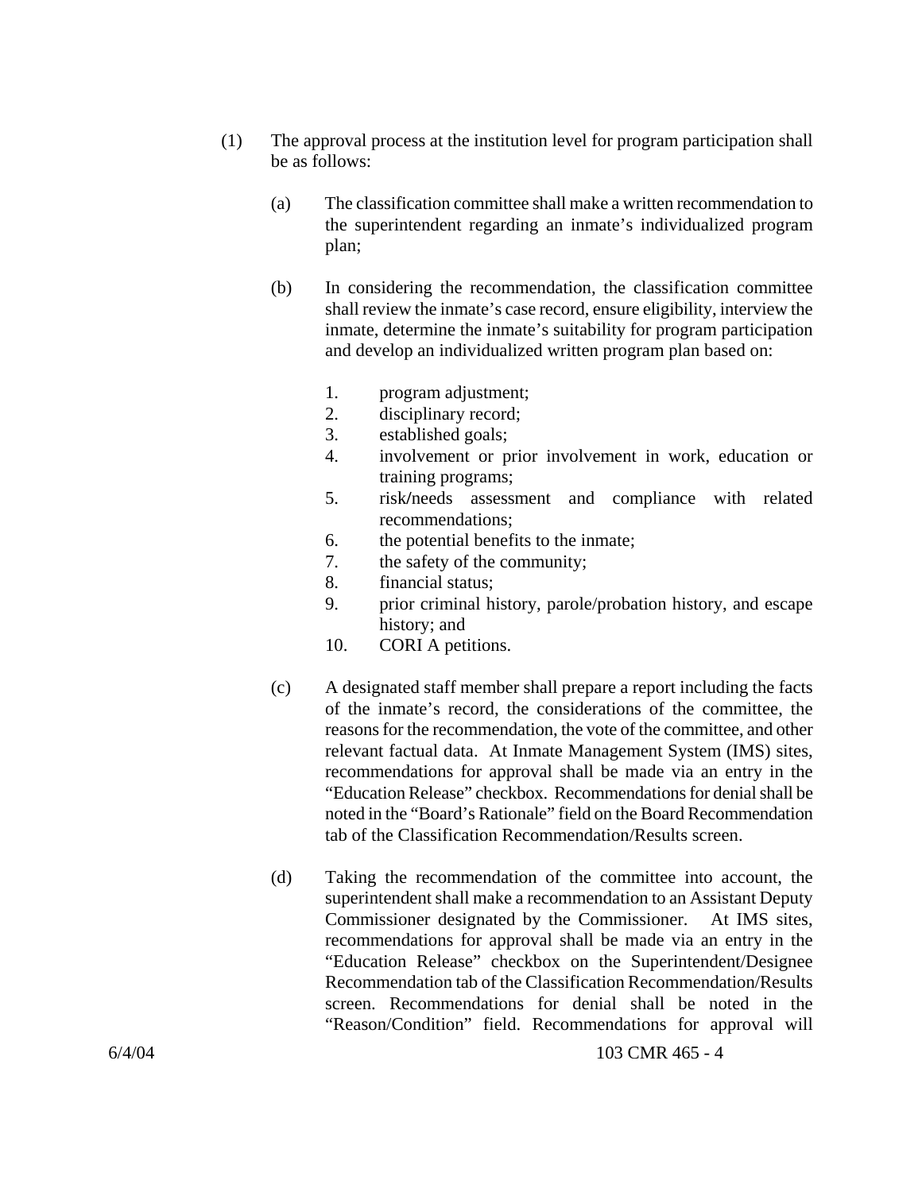(1) The approval process at the institution level for program participation shall be as follows:

(a) The classification committee shall make a written recommendation to the superintendent regarding an inmate's individualized program plan;

(b) In considering the recommendation, the classification committee shall review the inmate's case record, ensure eligibility, interview the inmate, determine the inmate's suitability for program participation and develop an individualized written program plan based on:

1. program adjustment;
2. disciplinary record;
3. established goals;
4. involvement or prior involvement in work, education or training programs;
5. risk/needs assessment and compliance with related recommendations;
6. the potential benefits to the inmate;
7. the safety of the community;
8. financial status;
9. prior criminal history, parole/probation history, and escape history; and
10. CORI A petitions.

(c) A designated staff member shall prepare a report including the facts of the inmate's record, the considerations of the committee, the reasons for the recommendation, the vote of the committee, and other relevant factual data. At Inmate Management System (IMS) sites, recommendations for approval shall be made via an entry in the "Education Release" checkbox. Recommendations for denial shall be noted in the "Board's Rationale" field on the Board Recommendation tab of the Classification Recommendation/Results screen.

(d) Taking the recommendation of the committee into account, the superintendent shall make a recommendation to an Assistant Deputy Commissioner designated by the Commissioner. At IMS sites, recommendations for approval shall be made via an entry in the "Education Release" checkbox on the Superintendent/Designee Recommendation tab of the Classification Recommendation/Results screen. Recommendations for denial shall be noted in the "Reason/Condition" field. Recommendations for approval will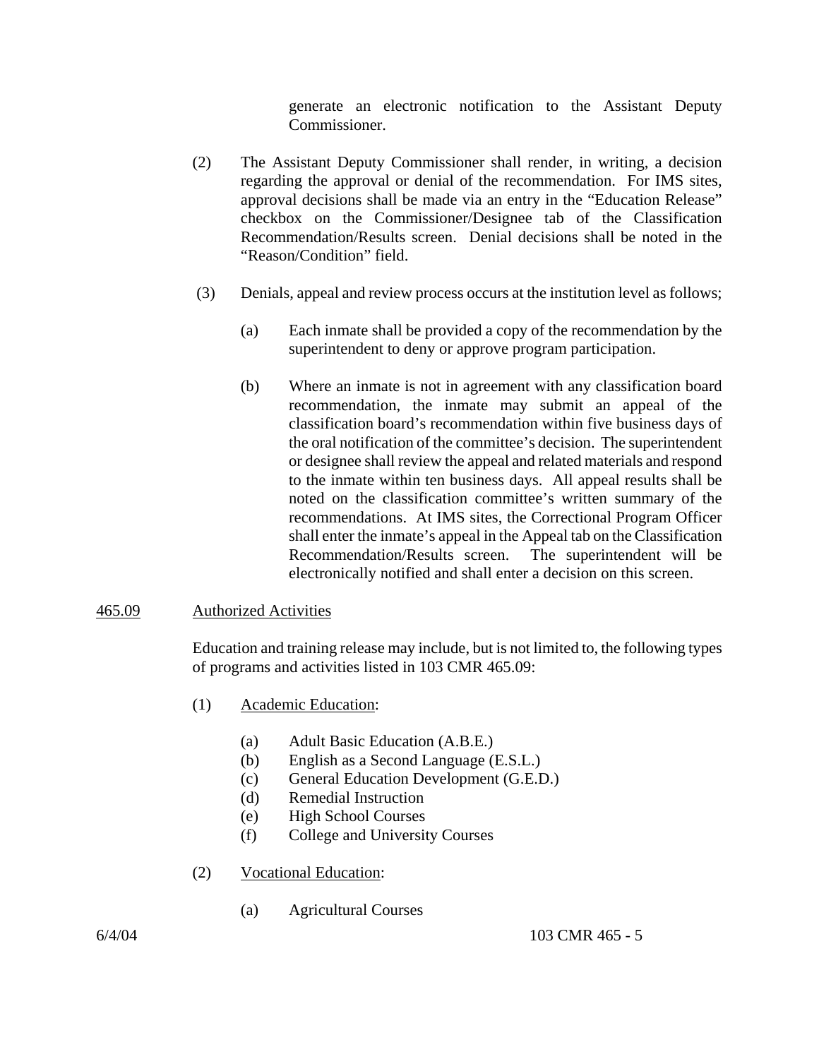generate an electronic notification to the Assistant Deputy Commissioner.

(2) The Assistant Deputy Commissioner shall render, in writing, a decision regarding the approval or denial of the recommendation. For IMS sites, approval decisions shall be made via an entry in the "Education Release" checkbox on the Commissioner/Designee tab of the Classification Recommendation/Results screen. Denial decisions shall be noted in the "Reason/Condition" field.

(3) Denials, appeal and review process occurs at the institution level as follows;

(a) Each inmate shall be provided a copy of the recommendation by the superintendent to deny or approve program participation.

(b) Where an inmate is not in agreement with any classification board recommendation, the inmate may submit an appeal of the classification board's recommendation within five business days of the oral notification of the committee's decision. The superintendent or designee shall review the appeal and related materials and respond to the inmate within ten business days. All appeal results shall be noted on the classification committee's written summary of the recommendations. At IMS sites, the Correctional Program Officer shall enter the inmate's appeal in the Appeal tab on the Classification Recommendation/Results screen. The superintendent will be electronically notified and shall enter a decision on this screen.

<u>465.09</u> <u>Authorized Activities</u>

Education and training release may include, but is not limited to, the following types of programs and activities listed in 103 CMR 465.09:

(1) <u>Academic Education</u>:

(a) Adult Basic Education (A.B.E.)
(b) English as a Second Language (E.S.L.)
(c) General Education Development (G.E.D.)
(d) Remedial Instruction
(e) High School Courses
(f) College and University Courses

(2) <u>Vocational Education</u>:

(a) Agricultural Courses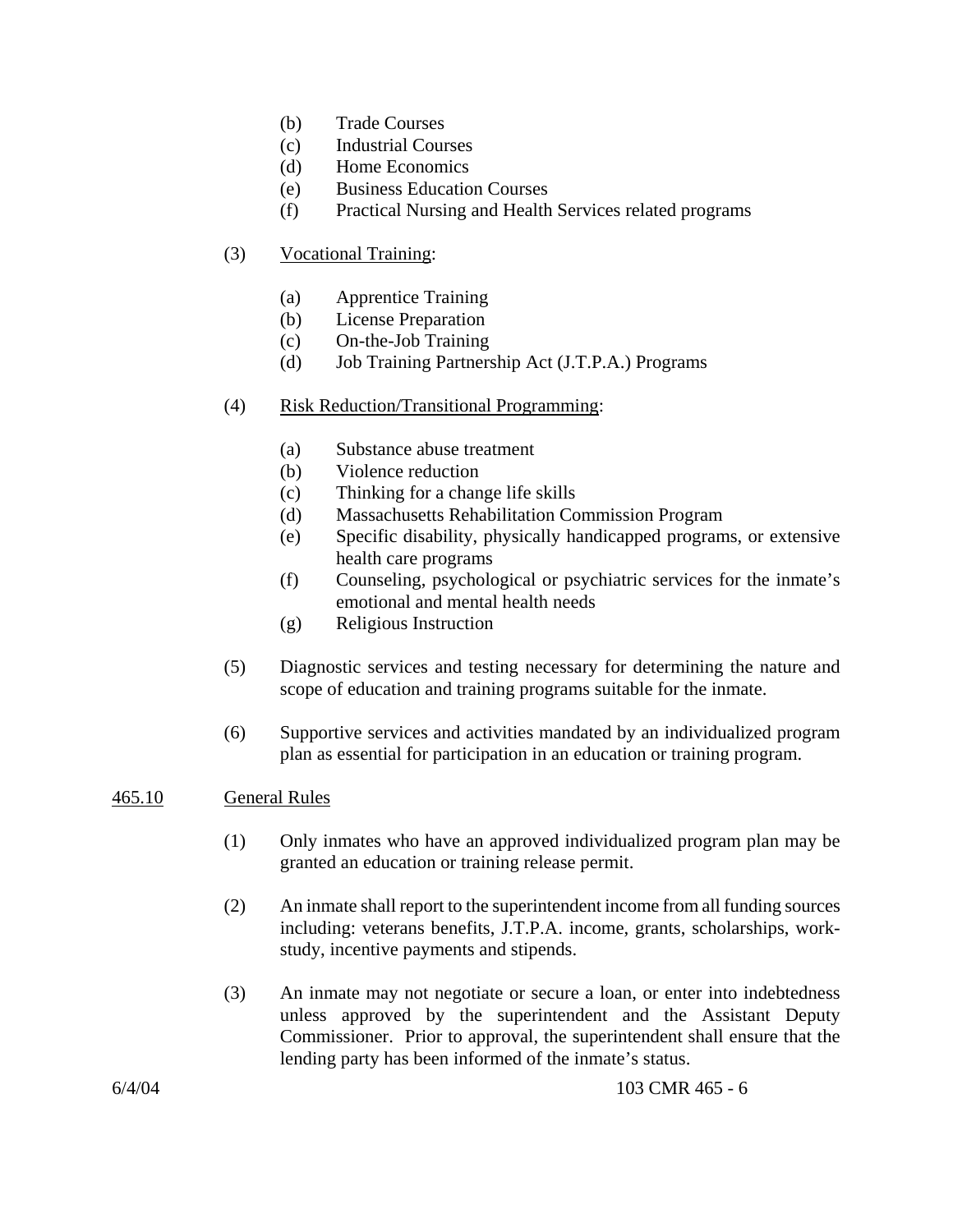(b) Trade Courses
(c) Industrial Courses
(d) Home Economics
(e) Business Education Courses
(f) Practical Nursing and Health Services related programs

(3) Vocational Training:

(a) Apprentice Training
(b) License Preparation
(c) On-the-Job Training
(d) Job Training Partnership Act (J.T.P.A.) Programs

(4) Risk Reduction/Transitional Programming:

(a) Substance abuse treatment
(b) Violence reduction
(c) Thinking for a change life skills
(d) Massachusetts Rehabilitation Commission Program
(e) Specific disability, physically handicapped programs, or extensive health care programs
(f) Counseling, psychological or psychiatric services for the inmate's emotional and mental health needs
(g) Religious Instruction

(5) Diagnostic services and testing necessary for determining the nature and scope of education and training programs suitable for the inmate.

(6) Supportive services and activities mandated by an individualized program plan as essential for participation in an education or training program.

465.10 General Rules

(1) Only inmates who have an approved individualized program plan may be granted an education or training release permit.

(2) An inmate shall report to the superintendent income from all funding sources including: veterans benefits, J.T.P.A. income, grants, scholarships, work-study, incentive payments and stipends.

(3) An inmate may not negotiate or secure a loan, or enter into indebtedness unless approved by the superintendent and the Assistant Deputy Commissioner. Prior to approval, the superintendent shall ensure that the lending party has been informed of the inmate's status.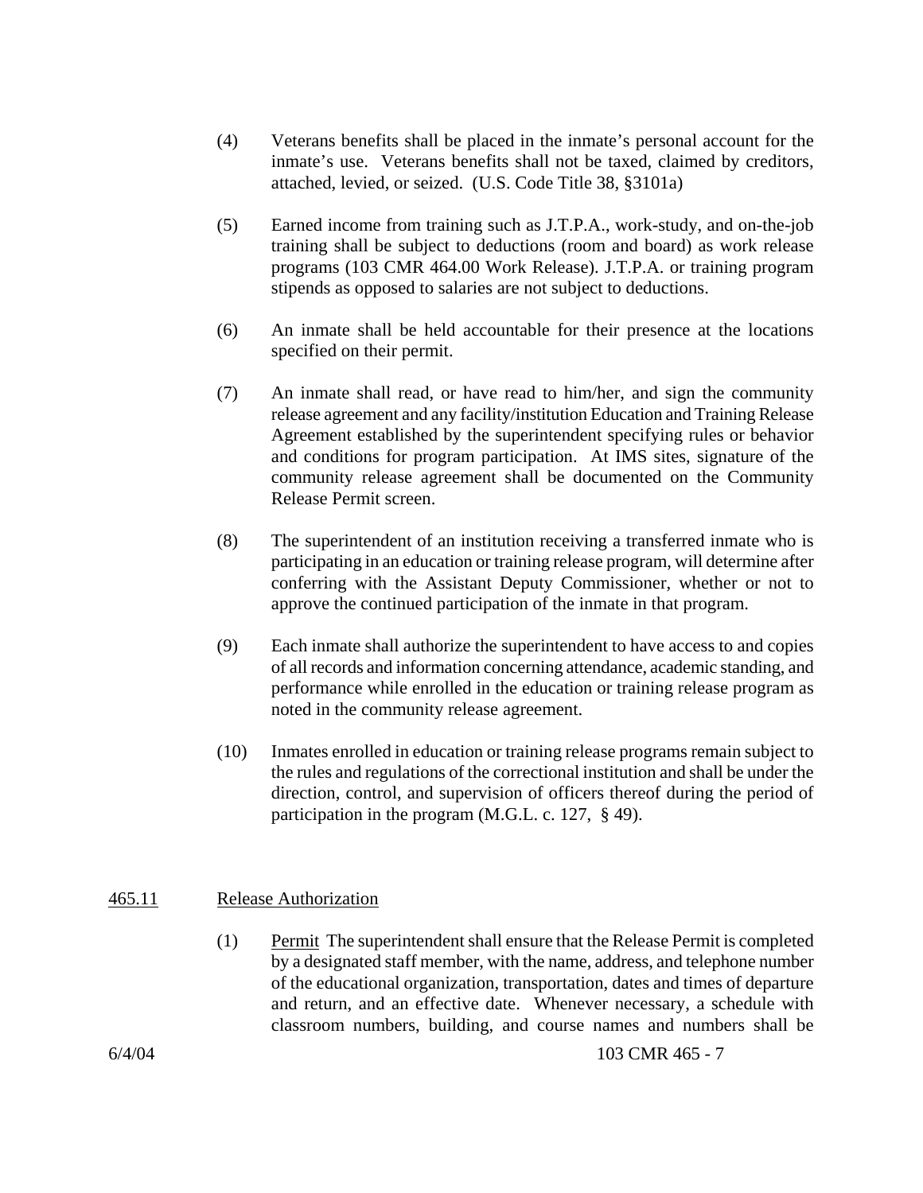(4) Veterans benefits shall be placed in the inmate's personal account for the inmate's use. Veterans benefits shall not be taxed, claimed by creditors, attached, levied, or seized. (U.S. Code Title 38, §3101a)

(5) Earned income from training such as J.T.P.A., work-study, and on-the-job training shall be subject to deductions (room and board) as work release programs (103 CMR 464.00 Work Release). J.T.P.A. or training program stipends as opposed to salaries are not subject to deductions.

(6) An inmate shall be held accountable for their presence at the locations specified on their permit.

(7) An inmate shall read, or have read to him/her, and sign the community release agreement and any facility/institution Education and Training Release Agreement established by the superintendent specifying rules or behavior and conditions for program participation. At IMS sites, signature of the community release agreement shall be documented on the Community Release Permit screen.

(8) The superintendent of an institution receiving a transferred inmate who is participating in an education or training release program, will determine after conferring with the Assistant Deputy Commissioner, whether or not to approve the continued participation of the inmate in that program.

(9) Each inmate shall authorize the superintendent to have access to and copies of all records and information concerning attendance, academic standing, and performance while enrolled in the education or training release program as noted in the community release agreement.

(10) Inmates enrolled in education or training release programs remain subject to the rules and regulations of the correctional institution and shall be under the direction, control, and supervision of officers thereof during the period of participation in the program (M.G.L. c. 127, § 49).

## 465.11 Release Authorization

(1) Permit The superintendent shall ensure that the Release Permit is completed by a designated staff member, with the name, address, and telephone number of the educational organization, transportation, dates and times of departure and return, and an effective date. Whenever necessary, a schedule with classroom numbers, building, and course names and numbers shall be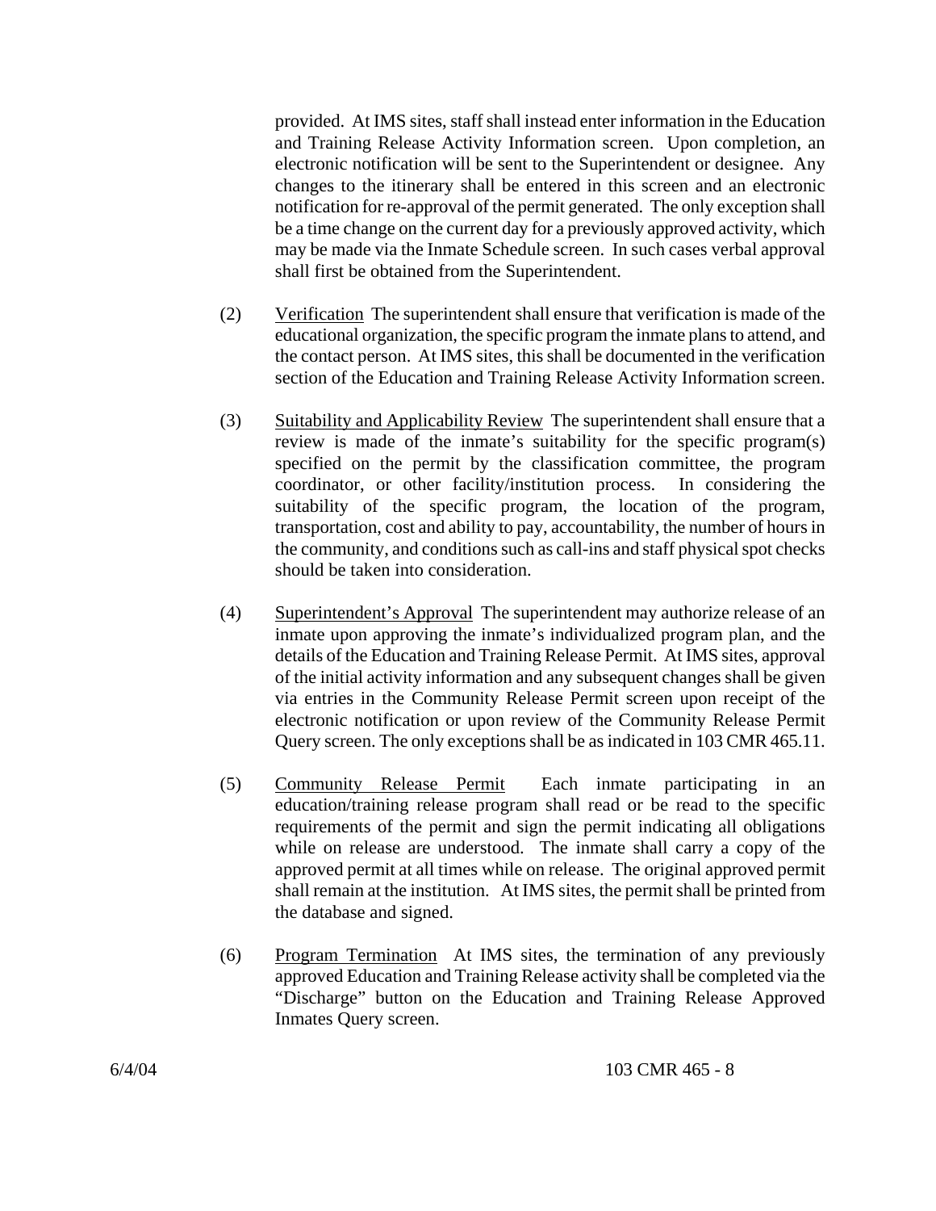provided. At IMS sites, staff shall instead enter information in the Education and Training Release Activity Information screen. Upon completion, an electronic notification will be sent to the Superintendent or designee. Any changes to the itinerary shall be entered in this screen and an electronic notification for re-approval of the permit generated. The only exception shall be a time change on the current day for a previously approved activity, which may be made via the Inmate Schedule screen. In such cases verbal approval shall first be obtained from the Superintendent.

(2) Verification The superintendent shall ensure that verification is made of the educational organization, the specific program the inmate plans to attend, and the contact person. At IMS sites, this shall be documented in the verification section of the Education and Training Release Activity Information screen.

(3) Suitability and Applicability Review The superintendent shall ensure that a review is made of the inmate's suitability for the specific program(s) specified on the permit by the classification committee, the program coordinator, or other facility/institution process. In considering the suitability of the specific program, the location of the program, transportation, cost and ability to pay, accountability, the number of hours in the community, and conditions such as call-ins and staff physical spot checks should be taken into consideration.

(4) Superintendent's Approval The superintendent may authorize release of an inmate upon approving the inmate's individualized program plan, and the details of the Education and Training Release Permit. At IMS sites, approval of the initial activity information and any subsequent changes shall be given via entries in the Community Release Permit screen upon receipt of the electronic notification or upon review of the Community Release Permit Query screen. The only exceptions shall be as indicated in 103 CMR 465.11.

(5) Community Release Permit Each inmate participating in an education/training release program shall read or be read to the specific requirements of the permit and sign the permit indicating all obligations while on release are understood. The inmate shall carry a copy of the approved permit at all times while on release. The original approved permit shall remain at the institution. At IMS sites, the permit shall be printed from the database and signed.

(6) Program Termination At IMS sites, the termination of any previously approved Education and Training Release activity shall be completed via the "Discharge" button on the Education and Training Release Approved Inmates Query screen.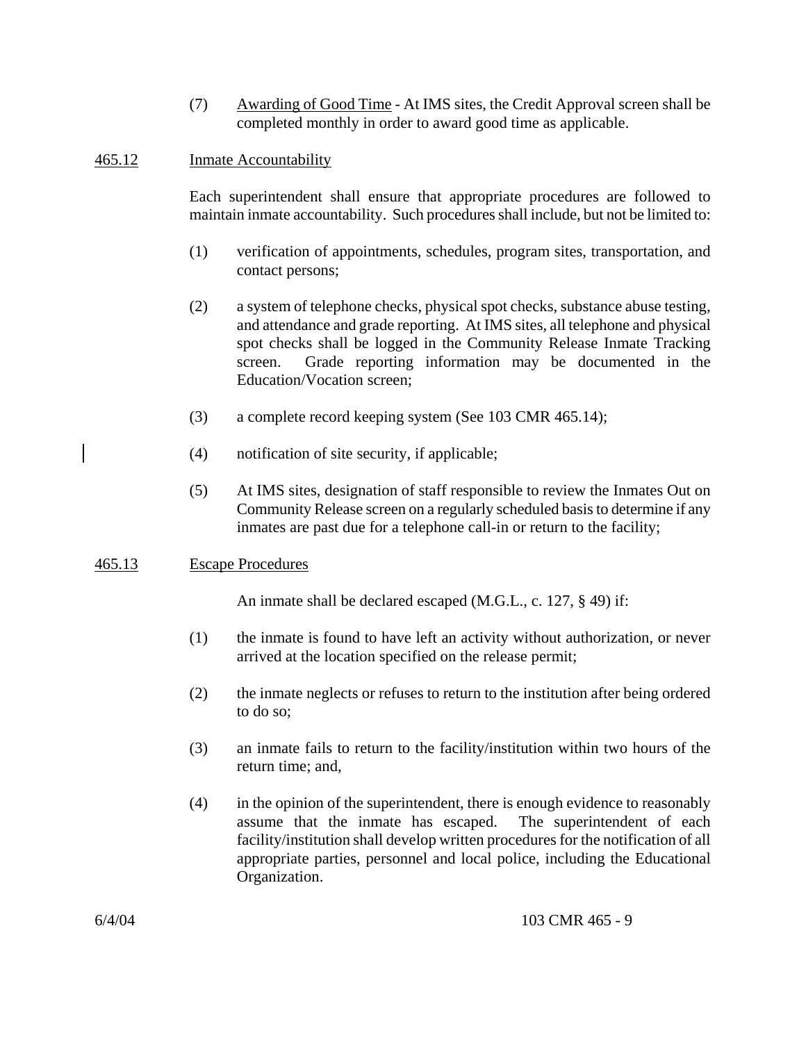(7) Awarding of Good Time - At IMS sites, the Credit Approval screen shall be completed monthly in order to award good time as applicable.

## 465.12 Inmate Accountability

Each superintendent shall ensure that appropriate procedures are followed to maintain inmate accountability. Such procedures shall include, but not be limited to:

(1) verification of appointments, schedules, program sites, transportation, and contact persons;

(2) a system of telephone checks, physical spot checks, substance abuse testing, and attendance and grade reporting. At IMS sites, all telephone and physical spot checks shall be logged in the Community Release Inmate Tracking screen. Grade reporting information may be documented in the Education/Vocation screen;

(3) a complete record keeping system (See 103 CMR 465.14);

(4) notification of site security, if applicable;

(5) At IMS sites, designation of staff responsible to review the Inmates Out on Community Release screen on a regularly scheduled basis to determine if any inmates are past due for a telephone call-in or return to the facility;

## 465.13 Escape Procedures

An inmate shall be declared escaped (M.G.L., c. 127, § 49) if:

(1) the inmate is found to have left an activity without authorization, or never arrived at the location specified on the release permit;

(2) the inmate neglects or refuses to return to the institution after being ordered to do so;

(3) an inmate fails to return to the facility/institution within two hours of the return time; and,

(4) in the opinion of the superintendent, there is enough evidence to reasonably assume that the inmate has escaped. The superintendent of each facility/institution shall develop written procedures for the notification of all appropriate parties, personnel and local police, including the Educational Organization.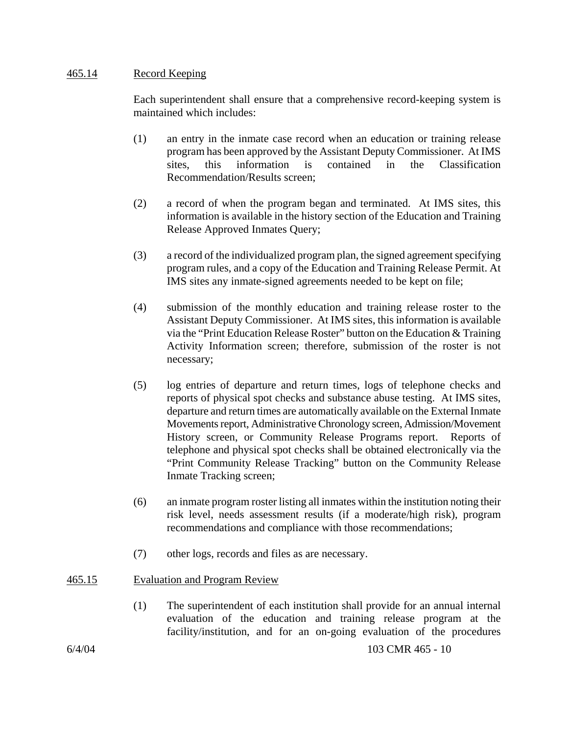## 465.14 Record Keeping

Each superintendent shall ensure that a comprehensive record-keeping system is maintained which includes:

(1) an entry in the inmate case record when an education or training release program has been approved by the Assistant Deputy Commissioner. At IMS sites, this information is contained in the Classification Recommendation/Results screen;

(2) a record of when the program began and terminated. At IMS sites, this information is available in the history section of the Education and Training Release Approved Inmates Query;

(3) a record of the individualized program plan, the signed agreement specifying program rules, and a copy of the Education and Training Release Permit. At IMS sites any inmate-signed agreements needed to be kept on file;

(4) submission of the monthly education and training release roster to the Assistant Deputy Commissioner. At IMS sites, this information is available via the "Print Education Release Roster" button on the Education & Training Activity Information screen; therefore, submission of the roster is not necessary;

(5) log entries of departure and return times, logs of telephone checks and reports of physical spot checks and substance abuse testing. At IMS sites, departure and return times are automatically available on the External Inmate Movements report, Administrative Chronology screen, Admission/Movement History screen, or Community Release Programs report. Reports of telephone and physical spot checks shall be obtained electronically via the "Print Community Release Tracking" button on the Community Release Inmate Tracking screen;

(6) an inmate program roster listing all inmates within the institution noting their risk level, needs assessment results (if a moderate/high risk), program recommendations and compliance with those recommendations;

(7) other logs, records and files as are necessary.

## 465.15 Evaluation and Program Review

(1) The superintendent of each institution shall provide for an annual internal evaluation of the education and training release program at the facility/institution, and for an on-going evaluation of the procedures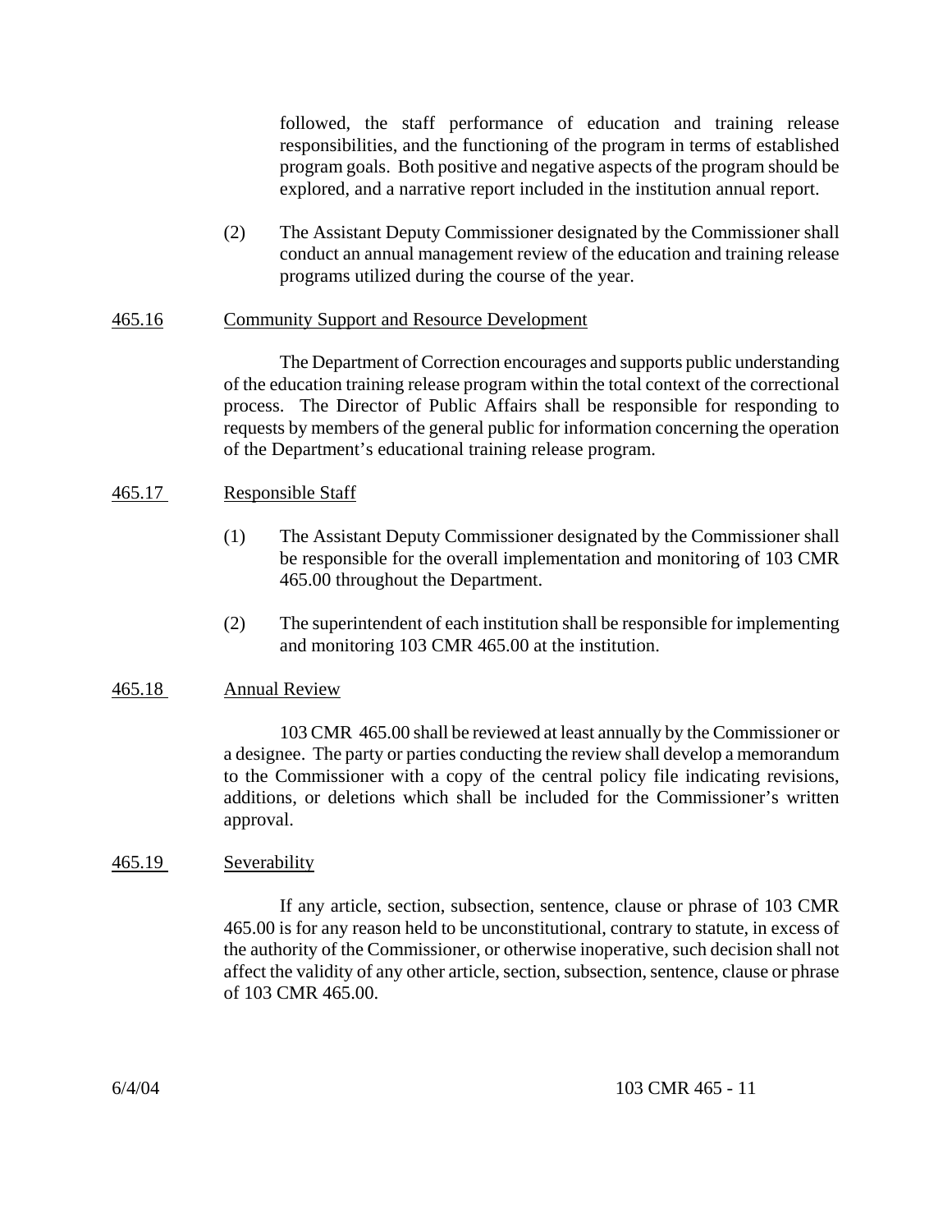followed, the staff performance of education and training release responsibilities, and the functioning of the program in terms of established program goals. Both positive and negative aspects of the program should be explored, and a narrative report included in the institution annual report.

(2) The Assistant Deputy Commissioner designated by the Commissioner shall conduct an annual management review of the education and training release programs utilized during the course of the year.

## 465.16 Community Support and Resource Development

The Department of Correction encourages and supports public understanding of the education training release program within the total context of the correctional process. The Director of Public Affairs shall be responsible for responding to requests by members of the general public for information concerning the operation of the Department's educational training release program.

## 465.17 Responsible Staff

(1) The Assistant Deputy Commissioner designated by the Commissioner shall be responsible for the overall implementation and monitoring of 103 CMR 465.00 throughout the Department.

(2) The superintendent of each institution shall be responsible for implementing and monitoring 103 CMR 465.00 at the institution.

## 465.18 Annual Review

103 CMR 465.00 shall be reviewed at least annually by the Commissioner or a designee. The party or parties conducting the review shall develop a memorandum to the Commissioner with a copy of the central policy file indicating revisions, additions, or deletions which shall be included for the Commissioner's written approval.

## 465.19 Severability

If any article, section, subsection, sentence, clause or phrase of 103 CMR 465.00 is for any reason held to be unconstitutional, contrary to statute, in excess of the authority of the Commissioner, or otherwise inoperative, such decision shall not affect the validity of any other article, section, subsection, sentence, clause or phrase of 103 CMR 465.00.